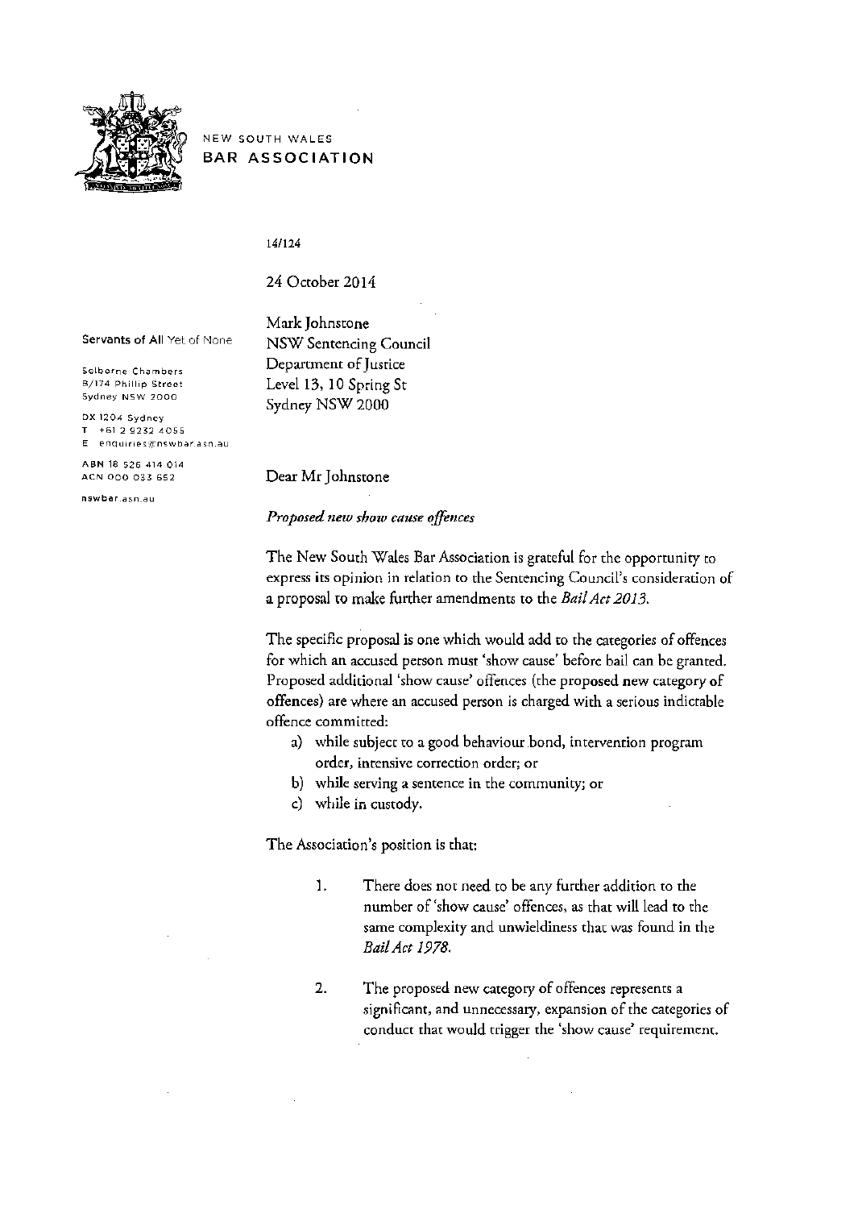NEW SOUTH WALES
**BAR ASSOCIATION**

Servants of All Yet of None

Selborne Chambers
B/174 Phillip Street
Sydney NSW 2000

DX 1204 Sydney
T +61 2 9232 4055
E enquiries@nswbar.asn.au

ABN 18 526 414 014
ACN 000 033 652

nswbar.asn.au

14/124

24 October 2014

Mark Johnstone
NSW Sentencing Council
Department of Justice
Level 13, 10 Spring St
Sydney NSW 2000

Dear Mr Johnstone

*Proposed new show cause offences*

The New South Wales Bar Association is grateful for the opportunity to express its opinion in relation to the Sentencing Council's consideration of a proposal to make further amendments to the *Bail Act 2013*.

The specific proposal is one which would add to the categories of offences for which an accused person must 'show cause' before bail can be granted. Proposed additional 'show cause' offences (the proposed new category of offences) are where an accused person is charged with a serious indictable offence committed:

a) while subject to a good behaviour bond, intervention program order, intensive correction order; or
b) while serving a sentence in the community; or
c) while in custody.

The Association's position is that:

1. There does not need to be any further addition to the number of 'show cause' offences, as that will lead to the same complexity and unwieldiness that was found in the *Bail Act 1978*.

2. The proposed new category of offences represents a significant, and unnecessary, expansion of the categories of conduct that would trigger the 'show cause' requirement.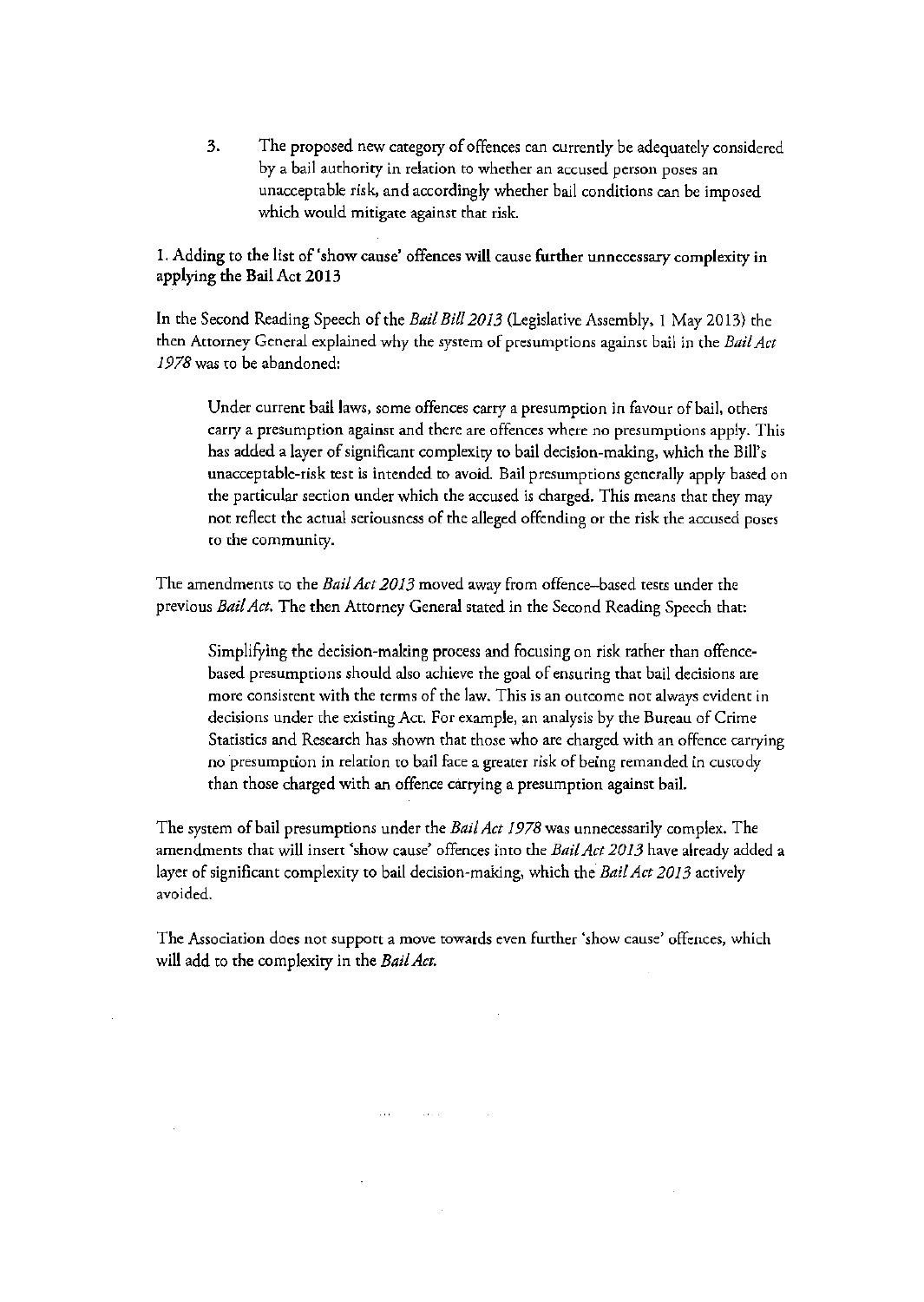3. The proposed new category of offences can currently be adequately considered by a bail authority in relation to whether an accused person poses an unacceptable risk, and accordingly whether bail conditions can be imposed which would mitigate against that risk.

**1. Adding to the list of 'show cause' offences will cause further unnecessary complexity in applying the Bail Act 2013**

In the Second Reading Speech of the *Bail Bill 2013* (Legislative Assembly, 1 May 2013) the then Attorney General explained why the system of presumptions against bail in the *Bail Act 1978* was to be abandoned:

> Under current bail laws, some offences carry a presumption in favour of bail, others carry a presumption against and there are offences where no presumptions apply. This has added a layer of significant complexity to bail decision-making, which the Bill's unacceptable-risk test is intended to avoid. Bail presumptions generally apply based on the particular section under which the accused is charged. This means that they may not reflect the actual seriousness of the alleged offending or the risk the accused poses to the community.

The amendments to the *Bail Act 2013* moved away from offence–based tests under the previous *Bail Act*. The then Attorney General stated in the Second Reading Speech that:

> Simplifying the decision-making process and focusing on risk rather than offence-based presumptions should also achieve the goal of ensuring that bail decisions are more consistent with the terms of the law. This is an outcome not always evident in decisions under the existing Act. For example, an analysis by the Bureau of Crime Statistics and Research has shown that those who are charged with an offence carrying no presumption in relation to bail face a greater risk of being remanded in custody than those charged with an offence carrying a presumption against bail.

The system of bail presumptions under the *Bail Act 1978* was unnecessarily complex. The amendments that will insert 'show cause' offences into the *Bail Act 2013* have already added a layer of significant complexity to bail decision-making, which the *Bail Act 2013* actively avoided.

The Association does not support a move towards even further 'show cause' offences, which will add to the complexity in the *Bail Act*.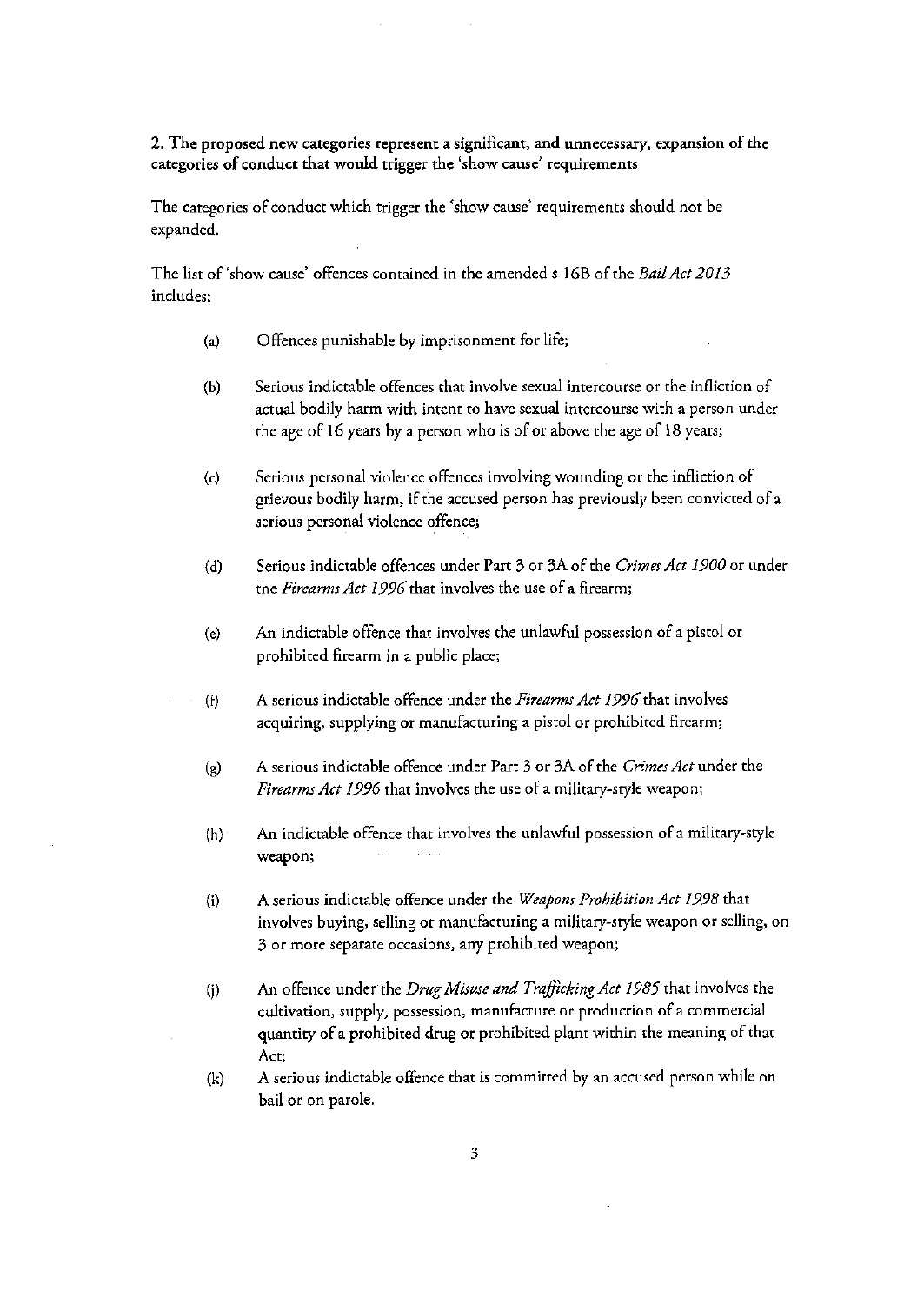**2. The proposed new categories represent a significant, and unnecessary, expansion of the categories of conduct that would trigger the 'show cause' requirements**

The categories of conduct which trigger the 'show cause' requirements should not be expanded.

The list of 'show cause' offences contained in the amended s 16B of the *Bail Act 2013* includes:

(a) Offences punishable by imprisonment for life;

(b) Serious indictable offences that involve sexual intercourse or the infliction of actual bodily harm with intent to have sexual intercourse with a person under the age of 16 years by a person who is of or above the age of 18 years;

(c) Serious personal violence offences involving wounding or the infliction of grievous bodily harm, if the accused person has previously been convicted of a serious personal violence offence;

(d) Serious indictable offences under Part 3 or 3A of the *Crimes Act 1900* or under the *Firearms Act 1996* that involves the use of a firearm;

(e) An indictable offence that involves the unlawful possession of a pistol or prohibited firearm in a public place;

(f) A serious indictable offence under the *Firearms Act 1996* that involves acquiring, supplying or manufacturing a pistol or prohibited firearm;

(g) A serious indictable offence under Part 3 or 3A of the *Crimes Act* under the *Firearms Act 1996* that involves the use of a military-style weapon;

(h) An indictable offence that involves the unlawful possession of a military-style weapon;

(i) A serious indictable offence under the *Weapons Prohibition Act 1998* that involves buying, selling or manufacturing a military-style weapon or selling, on 3 or more separate occasions, any prohibited weapon;

(j) An offence under the *Drug Misuse and Trafficking Act 1985* that involves the cultivation, supply, possession, manufacture or production of a commercial quantity of a prohibited drug or prohibited plant within the meaning of that Act;

(k) A serious indictable offence that is committed by an accused person while on bail or on parole.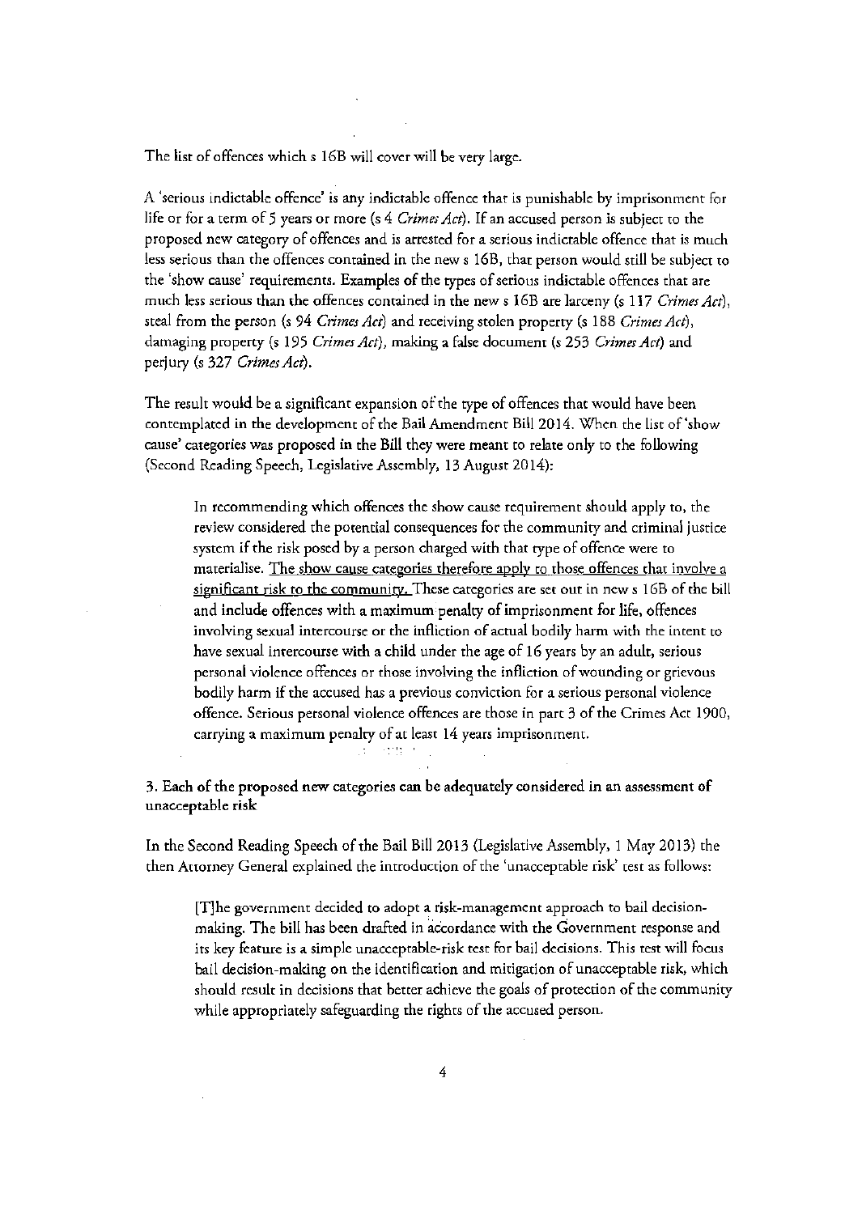The list of offences which s 16B will cover will be very large.

A 'serious indictable offence' is any indictable offence that is punishable by imprisonment for life or for a term of 5 years or more (s 4 *Crimes Act*). If an accused person is subject to the proposed new category of offences and is arrested for a serious indictable offence that is much less serious than the offences contained in the new s 16B, that person would still be subject to the 'show cause' requirements. Examples of the types of serious indictable offences that are much less serious than the offences contained in the new s 16B are larceny (s 117 *Crimes Act*), steal from the person (s 94 *Crimes Act*) and receiving stolen property (s 188 *Crimes Act*), damaging property (s 195 *Crimes Act*), making a false document (s 253 *Crimes Act*) and perjury (s 327 *Crimes Act*).

The result would be a significant expansion of the type of offences that would have been contemplated in the development of the Bail Amendment Bill 2014. When the list of 'show cause' categories was proposed in the Bill they were meant to relate only to the following (Second Reading Speech, Legislative Assembly, 13 August 2014):

> In recommending which offences the show cause requirement should apply to, the review considered the potential consequences for the community and criminal justice system if the risk posed by a person charged with that type of offence were to materialise. <u>The show cause categories therefore apply to those offences that involve a significant risk to the community.</u> These categories are set out in new s 16B of the bill and include offences with a maximum penalty of imprisonment for life, offences involving sexual intercourse or the infliction of actual bodily harm with the intent to have sexual intercourse with a child under the age of 16 years by an adult, serious personal violence offences or those involving the infliction of wounding or grievous bodily harm if the accused has a previous conviction for a serious personal violence offence. Serious personal violence offences are those in part 3 of the Crimes Act 1900, carrying a maximum penalty of at least 14 years imprisonment.

**3. Each of the proposed new categories can be adequately considered in an assessment of unacceptable risk**

In the Second Reading Speech of the Bail Bill 2013 (Legislative Assembly, 1 May 2013) the then Attorney General explained the introduction of the 'unacceptable risk' test as follows:

> [T]he government decided to adopt a risk-management approach to bail decision-making. The bill has been drafted in accordance with the Government response and its key feature is a simple unacceptable-risk test for bail decisions. This test will focus bail decision-making on the identification and mitigation of unacceptable risk, which should result in decisions that better achieve the goals of protection of the community while appropriately safeguarding the rights of the accused person.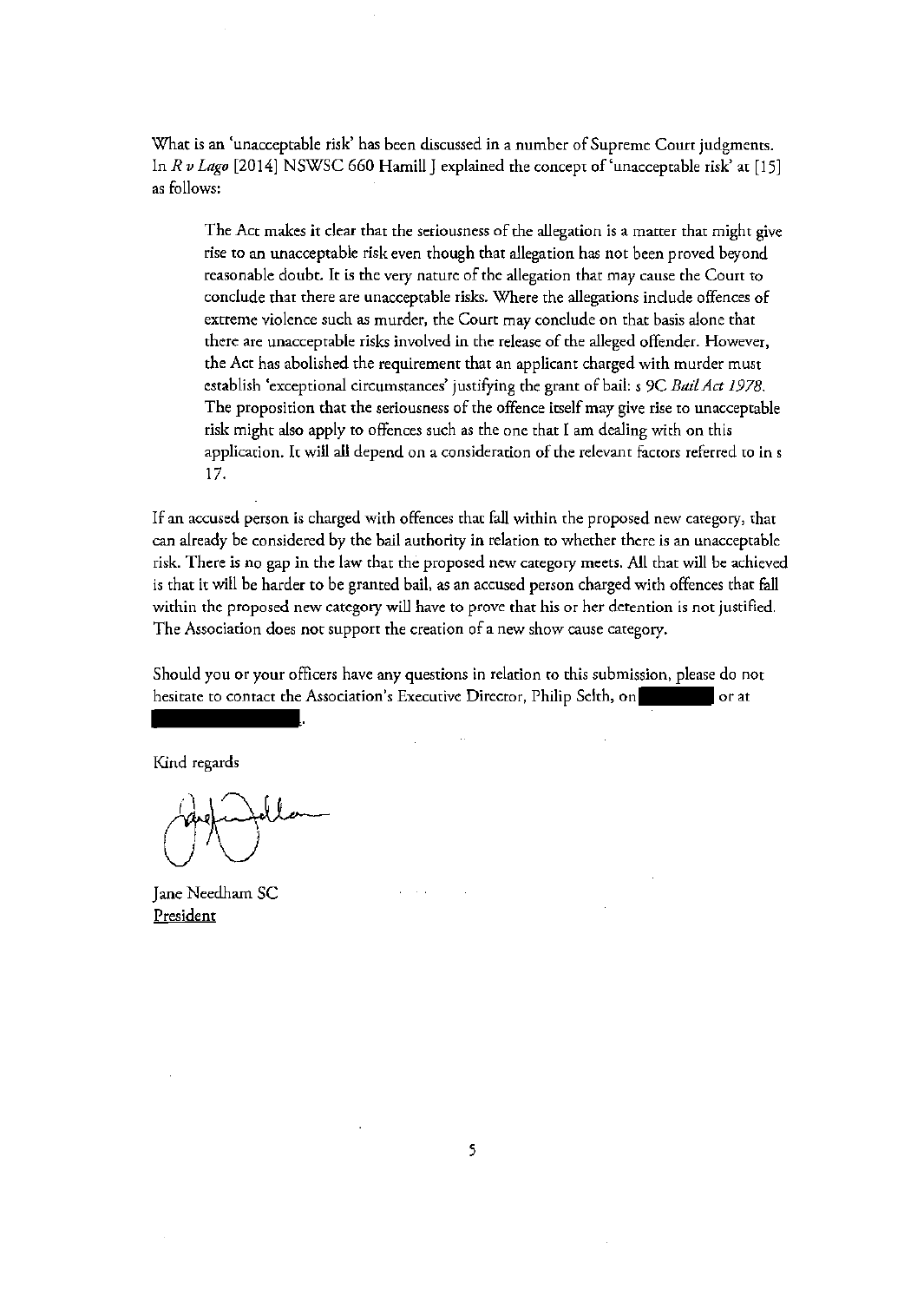What is an 'unacceptable risk' has been discussed in a number of Supreme Court judgments. In *R v Lago* [2014] NSWSC 660 Hamill J explained the concept of 'unacceptable risk' at [15] as follows:

> The Act makes it clear that the seriousness of the allegation is a matter that might give rise to an unacceptable risk even though that allegation has not been proved beyond reasonable doubt. It is the very nature of the allegation that may cause the Court to conclude that there are unacceptable risks. Where the allegations include offences of extreme violence such as murder, the Court may conclude on that basis alone that there are unacceptable risks involved in the release of the alleged offender. However, the Act has abolished the requirement that an applicant charged with murder must establish 'exceptional circumstances' justifying the grant of bail: s 9C *Bail Act 1978*. The proposition that the seriousness of the offence itself may give rise to unacceptable risk might also apply to offences such as the one that I am dealing with on this application. It will all depend on a consideration of the relevant factors referred to in s 17.

If an accused person is charged with offences that fall within the proposed new category, that can already be considered by the bail authority in relation to whether there is an unacceptable risk. There is no gap in the law that the proposed new category meets. All that will be achieved is that it will be harder to be granted bail, as an accused person charged with offences that fall within the proposed new category will have to prove that his or her detention is not justified. The Association does not support the creation of a new show cause category.

Should you or your officers have any questions in relation to this submission, please do not hesitate to contact the Association's Executive Director, Philip Selth, on [redacted] or at [redacted].

Kind regards

Jane Needham SC
President